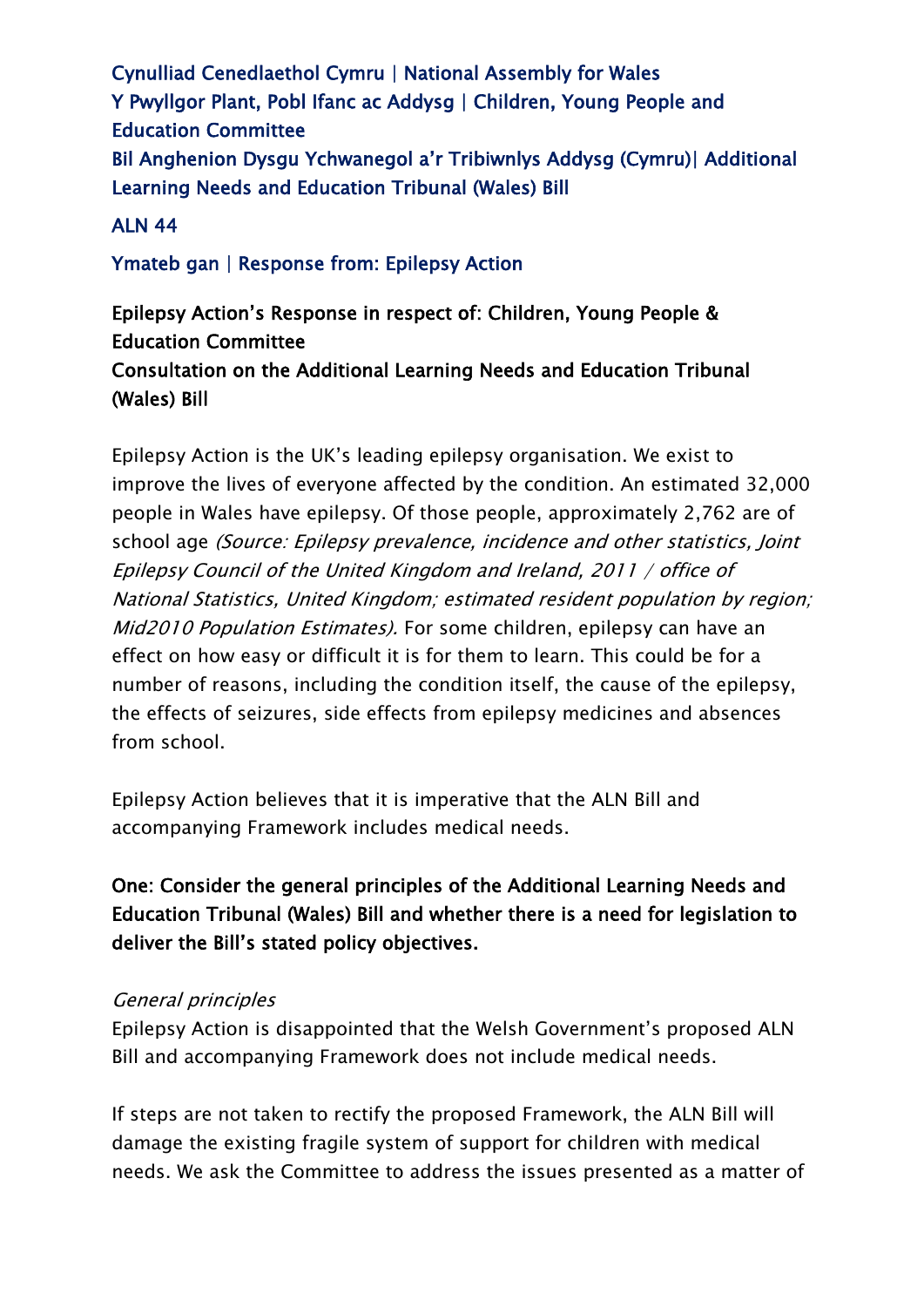Cynulliad Cenedlaethol Cymru | National Assembly for Wales
Y Pwyllgor Plant, Pobl Ifanc ac Addysg | Children, Young People and Education Committee
Bil Anghenion Dysgu Ychwanegol a'r Tribiwnlys Addysg (Cymru)| Additional Learning Needs and Education Tribunal (Wales) Bill

ALN 44

Ymateb gan | Response from: Epilepsy Action

**Epilepsy Action's Response in respect of: Children, Young People & Education Committee**
**Consultation on the Additional Learning Needs and Education Tribunal (Wales) Bill**

Epilepsy Action is the UK's leading epilepsy organisation. We exist to improve the lives of everyone affected by the condition. An estimated 32,000 people in Wales have epilepsy. Of those people, approximately 2,762 are of school age *(Source: Epilepsy prevalence, incidence and other statistics, Joint Epilepsy Council of the United Kingdom and Ireland, 2011 / office of National Statistics, United Kingdom; estimated resident population by region; Mid2010 Population Estimates).* For some children, epilepsy can have an effect on how easy or difficult it is for them to learn. This could be for a number of reasons, including the condition itself, the cause of the epilepsy, the effects of seizures, side effects from epilepsy medicines and absences from school.

Epilepsy Action believes that it is imperative that the ALN Bill and accompanying Framework includes medical needs.

**One: Consider the general principles of the Additional Learning Needs and Education Tribunal (Wales) Bill and whether there is a need for legislation to deliver the Bill's stated policy objectives.**

*General principles*
Epilepsy Action is disappointed that the Welsh Government's proposed ALN Bill and accompanying Framework does not include medical needs.

If steps are not taken to rectify the proposed Framework, the ALN Bill will damage the existing fragile system of support for children with medical needs. We ask the Committee to address the issues presented as a matter of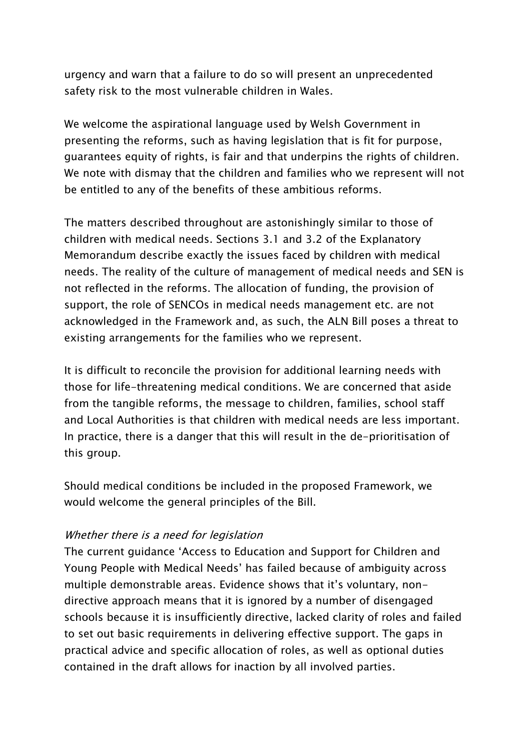urgency and warn that a failure to do so will present an unprecedented safety risk to the most vulnerable children in Wales.

We welcome the aspirational language used by Welsh Government in presenting the reforms, such as having legislation that is fit for purpose, guarantees equity of rights, is fair and that underpins the rights of children. We note with dismay that the children and families who we represent will not be entitled to any of the benefits of these ambitious reforms.

The matters described throughout are astonishingly similar to those of children with medical needs. Sections 3.1 and 3.2 of the Explanatory Memorandum describe exactly the issues faced by children with medical needs. The reality of the culture of management of medical needs and SEN is not reflected in the reforms. The allocation of funding, the provision of support, the role of SENCOs in medical needs management etc. are not acknowledged in the Framework and, as such, the ALN Bill poses a threat to existing arrangements for the families who we represent.

It is difficult to reconcile the provision for additional learning needs with those for life-threatening medical conditions. We are concerned that aside from the tangible reforms, the message to children, families, school staff and Local Authorities is that children with medical needs are less important. In practice, there is a danger that this will result in the de-prioritisation of this group.

Should medical conditions be included in the proposed Framework, we would welcome the general principles of the Bill.

*Whether there is a need for legislation*

The current guidance 'Access to Education and Support for Children and Young People with Medical Needs' has failed because of ambiguity across multiple demonstrable areas. Evidence shows that it's voluntary, non-directive approach means that it is ignored by a number of disengaged schools because it is insufficiently directive, lacked clarity of roles and failed to set out basic requirements in delivering effective support. The gaps in practical advice and specific allocation of roles, as well as optional duties contained in the draft allows for inaction by all involved parties.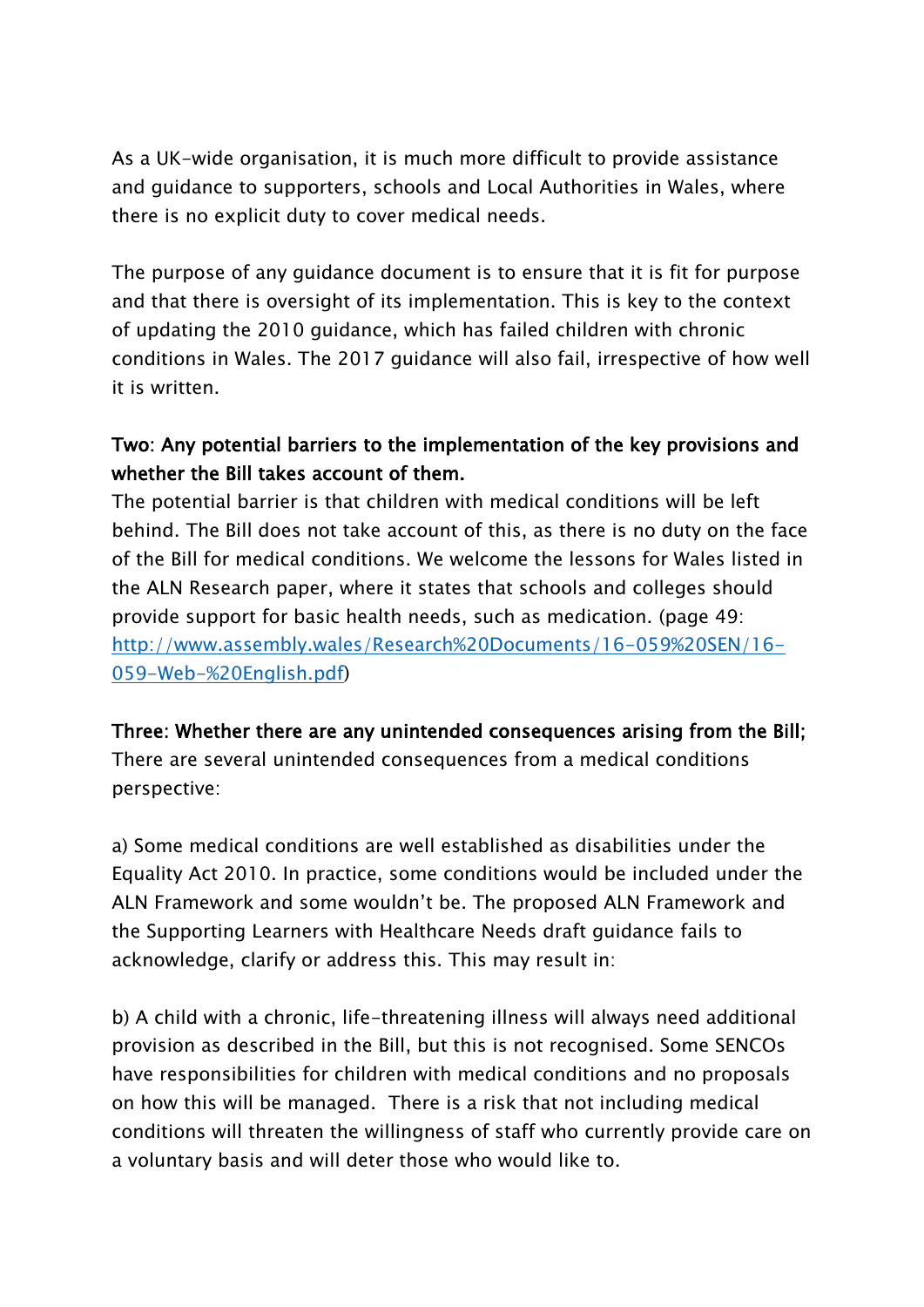As a UK-wide organisation, it is much more difficult to provide assistance and guidance to supporters, schools and Local Authorities in Wales, where there is no explicit duty to cover medical needs.

The purpose of any guidance document is to ensure that it is fit for purpose and that there is oversight of its implementation. This is key to the context of updating the 2010 guidance, which has failed children with chronic conditions in Wales. The 2017 guidance will also fail, irrespective of how well it is written.

**Two: Any potential barriers to the implementation of the key provisions and whether the Bill takes account of them.**

The potential barrier is that children with medical conditions will be left behind. The Bill does not take account of this, as there is no duty on the face of the Bill for medical conditions. We welcome the lessons for Wales listed in the ALN Research paper, where it states that schools and colleges should provide support for basic health needs, such as medication. (page 49: [http://www.assembly.wales/Research%20Documents/16-059%20SEN/16-059-Web-%20English.pdf](http://www.assembly.wales/Research%20Documents/16-059%20SEN/16-059-Web-%20English.pdf))

**Three: Whether there are any unintended consequences arising from the Bill;**

There are several unintended consequences from a medical conditions perspective:

a) Some medical conditions are well established as disabilities under the Equality Act 2010. In practice, some conditions would be included under the ALN Framework and some wouldn't be. The proposed ALN Framework and the Supporting Learners with Healthcare Needs draft guidance fails to acknowledge, clarify or address this. This may result in:

b) A child with a chronic, life-threatening illness will always need additional provision as described in the Bill, but this is not recognised. Some SENCOs have responsibilities for children with medical conditions and no proposals on how this will be managed. There is a risk that not including medical conditions will threaten the willingness of staff who currently provide care on a voluntary basis and will deter those who would like to.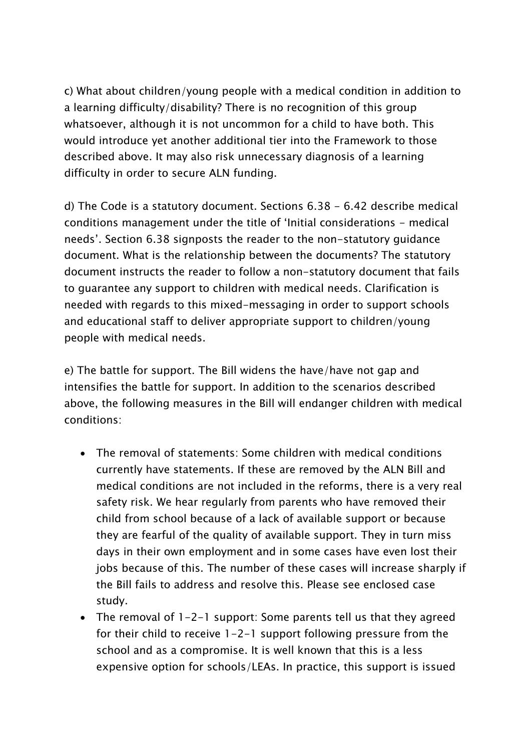c) What about children/young people with a medical condition in addition to a learning difficulty/disability? There is no recognition of this group whatsoever, although it is not uncommon for a child to have both. This would introduce yet another additional tier into the Framework to those described above. It may also risk unnecessary diagnosis of a learning difficulty in order to secure ALN funding.

d) The Code is a statutory document. Sections 6.38 - 6.42 describe medical conditions management under the title of 'Initial considerations - medical needs'. Section 6.38 signposts the reader to the non-statutory guidance document. What is the relationship between the documents? The statutory document instructs the reader to follow a non-statutory document that fails to guarantee any support to children with medical needs. Clarification is needed with regards to this mixed-messaging in order to support schools and educational staff to deliver appropriate support to children/young people with medical needs.

e) The battle for support. The Bill widens the have/have not gap and intensifies the battle for support. In addition to the scenarios described above, the following measures in the Bill will endanger children with medical conditions:

- The removal of statements: Some children with medical conditions currently have statements. If these are removed by the ALN Bill and medical conditions are not included in the reforms, there is a very real safety risk. We hear regularly from parents who have removed their child from school because of a lack of available support or because they are fearful of the quality of available support. They in turn miss days in their own employment and in some cases have even lost their jobs because of this. The number of these cases will increase sharply if the Bill fails to address and resolve this. Please see enclosed case study.
- The removal of 1-2-1 support: Some parents tell us that they agreed for their child to receive 1-2-1 support following pressure from the school and as a compromise. It is well known that this is a less expensive option for schools/LEAs. In practice, this support is issued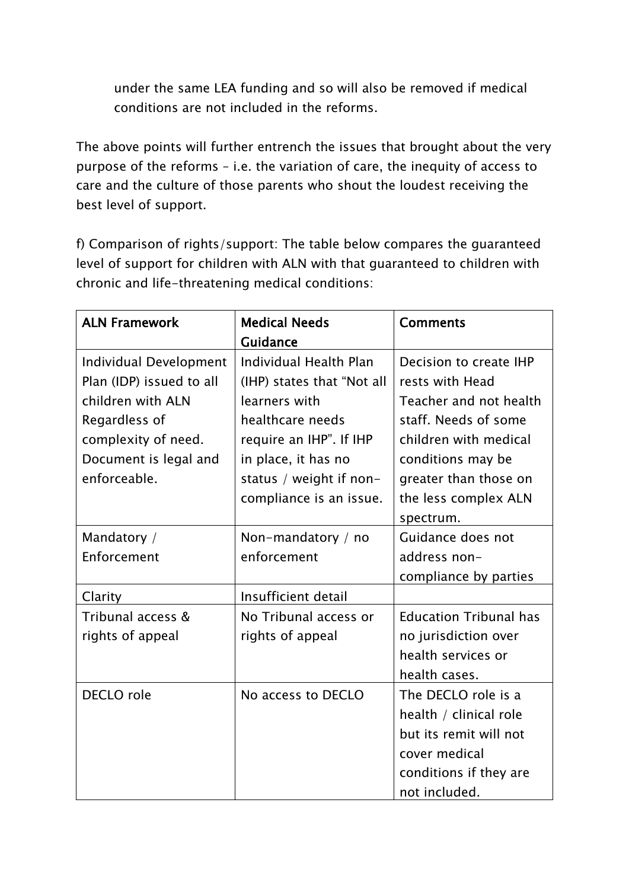under the same LEA funding and so will also be removed if medical conditions are not included in the reforms.

The above points will further entrench the issues that brought about the very purpose of the reforms – i.e. the variation of care, the inequity of access to care and the culture of those parents who shout the loudest receiving the best level of support.

f) Comparison of rights/support: The table below compares the guaranteed level of support for children with ALN with that guaranteed to children with chronic and life-threatening medical conditions:

| ALN Framework | Medical Needs Guidance | Comments |
|---|---|---|
| Individual Development Plan (IDP) issued to all children with ALN Regardless of complexity of need. Document is legal and enforceable. | Individual Health Plan (IHP) states that "Not all learners with healthcare needs require an IHP". If IHP in place, it has no status / weight if non-compliance is an issue. | Decision to create IHP rests with Head Teacher and not health staff. Needs of some children with medical conditions may be greater than those on the less complex ALN spectrum. |
| Mandatory / Enforcement | Non-mandatory / no enforcement | Guidance does not address non-compliance by parties |
| Clarity | Insufficient detail | |
| Tribunal access & rights of appeal | No Tribunal access or rights of appeal | Education Tribunal has no jurisdiction over health services or health cases. |
| DECLO role | No access to DECLO | The DECLO role is a health / clinical role but its remit will not cover medical conditions if they are not included. |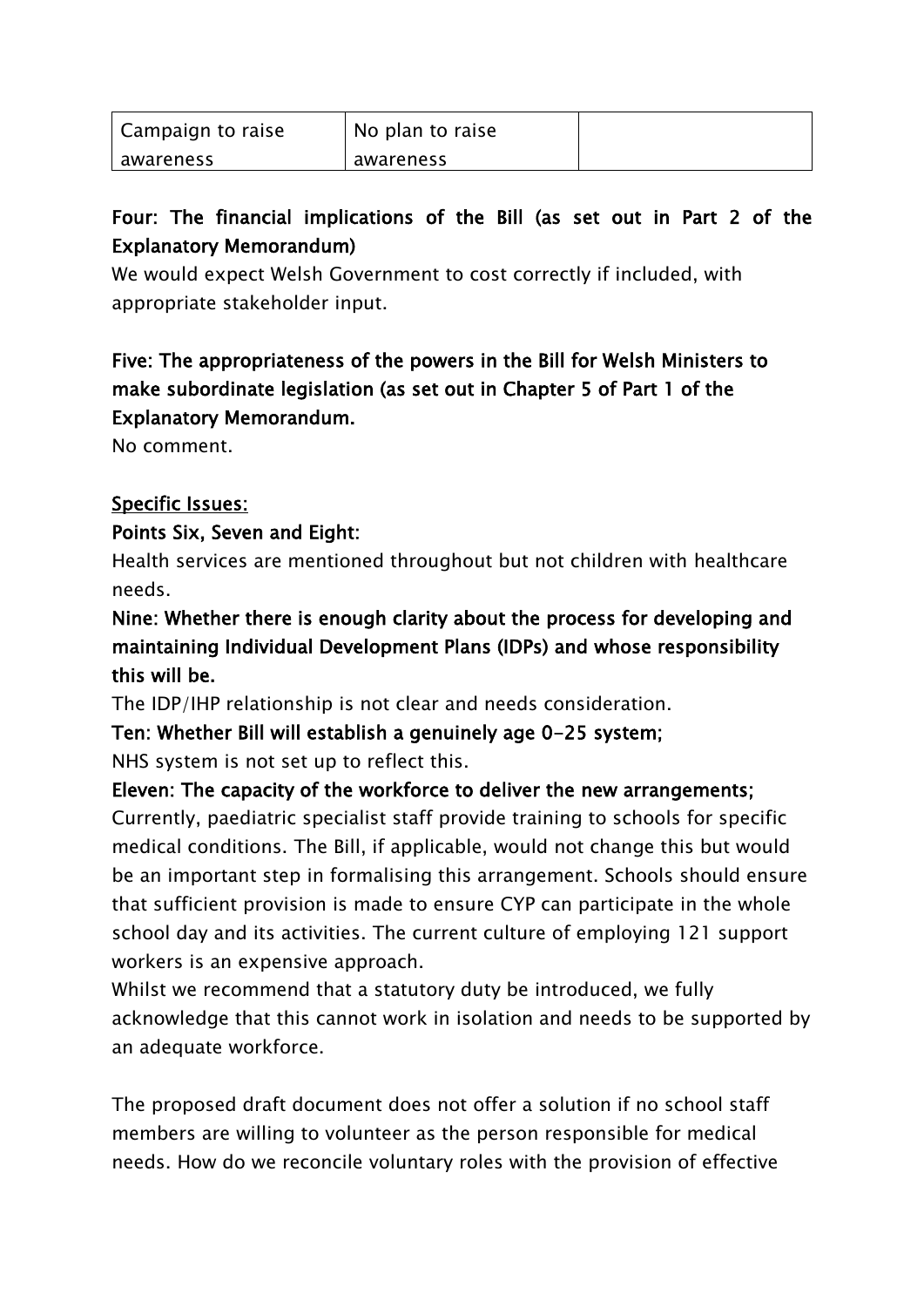| | | |
|---|---|---|
| Campaign to raise awareness | No plan to raise awareness | |

**Four: The financial implications of the Bill (as set out in Part 2 of the Explanatory Memorandum)**

We would expect Welsh Government to cost correctly if included, with appropriate stakeholder input.

**Five: The appropriateness of the powers in the Bill for Welsh Ministers to make subordinate legislation (as set out in Chapter 5 of Part 1 of the Explanatory Memorandum.**

No comment.

**<u>Specific Issues:</u>**

**Points Six, Seven and Eight:**

Health services are mentioned throughout but not children with healthcare needs.

**Nine: Whether there is enough clarity about the process for developing and maintaining Individual Development Plans (IDPs) and whose responsibility this will be.**

The IDP/IHP relationship is not clear and needs consideration.

**Ten: Whether Bill will establish a genuinely age 0-25 system;**

NHS system is not set up to reflect this.

**Eleven: The capacity of the workforce to deliver the new arrangements;**

Currently, paediatric specialist staff provide training to schools for specific medical conditions. The Bill, if applicable, would not change this but would be an important step in formalising this arrangement. Schools should ensure that sufficient provision is made to ensure CYP can participate in the whole school day and its activities. The current culture of employing 121 support workers is an expensive approach.

Whilst we recommend that a statutory duty be introduced, we fully acknowledge that this cannot work in isolation and needs to be supported by an adequate workforce.

The proposed draft document does not offer a solution if no school staff members are willing to volunteer as the person responsible for medical needs. How do we reconcile voluntary roles with the provision of effective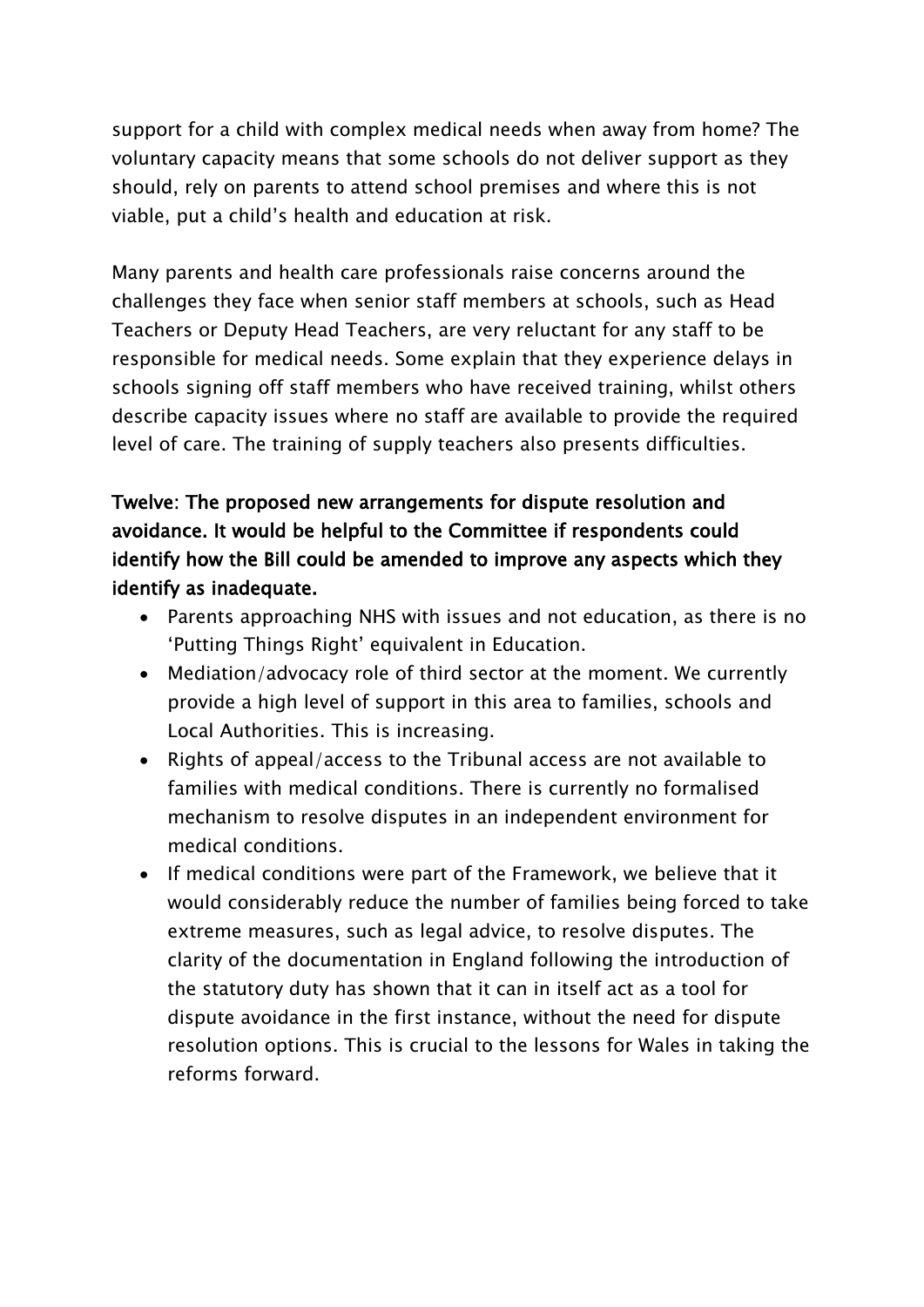support for a child with complex medical needs when away from home? The voluntary capacity means that some schools do not deliver support as they should, rely on parents to attend school premises and where this is not viable, put a child's health and education at risk.

Many parents and health care professionals raise concerns around the challenges they face when senior staff members at schools, such as Head Teachers or Deputy Head Teachers, are very reluctant for any staff to be responsible for medical needs. Some explain that they experience delays in schools signing off staff members who have received training, whilst others describe capacity issues where no staff are available to provide the required level of care. The training of supply teachers also presents difficulties.

**Twelve: The proposed new arrangements for dispute resolution and avoidance. It would be helpful to the Committee if respondents could identify how the Bill could be amended to improve any aspects which they identify as inadequate.**

- Parents approaching NHS with issues and not education, as there is no 'Putting Things Right' equivalent in Education.
- Mediation/advocacy role of third sector at the moment. We currently provide a high level of support in this area to families, schools and Local Authorities. This is increasing.
- Rights of appeal/access to the Tribunal access are not available to families with medical conditions. There is currently no formalised mechanism to resolve disputes in an independent environment for medical conditions.
- If medical conditions were part of the Framework, we believe that it would considerably reduce the number of families being forced to take extreme measures, such as legal advice, to resolve disputes. The clarity of the documentation in England following the introduction of the statutory duty has shown that it can in itself act as a tool for dispute avoidance in the first instance, without the need for dispute resolution options. This is crucial to the lessons for Wales in taking the reforms forward.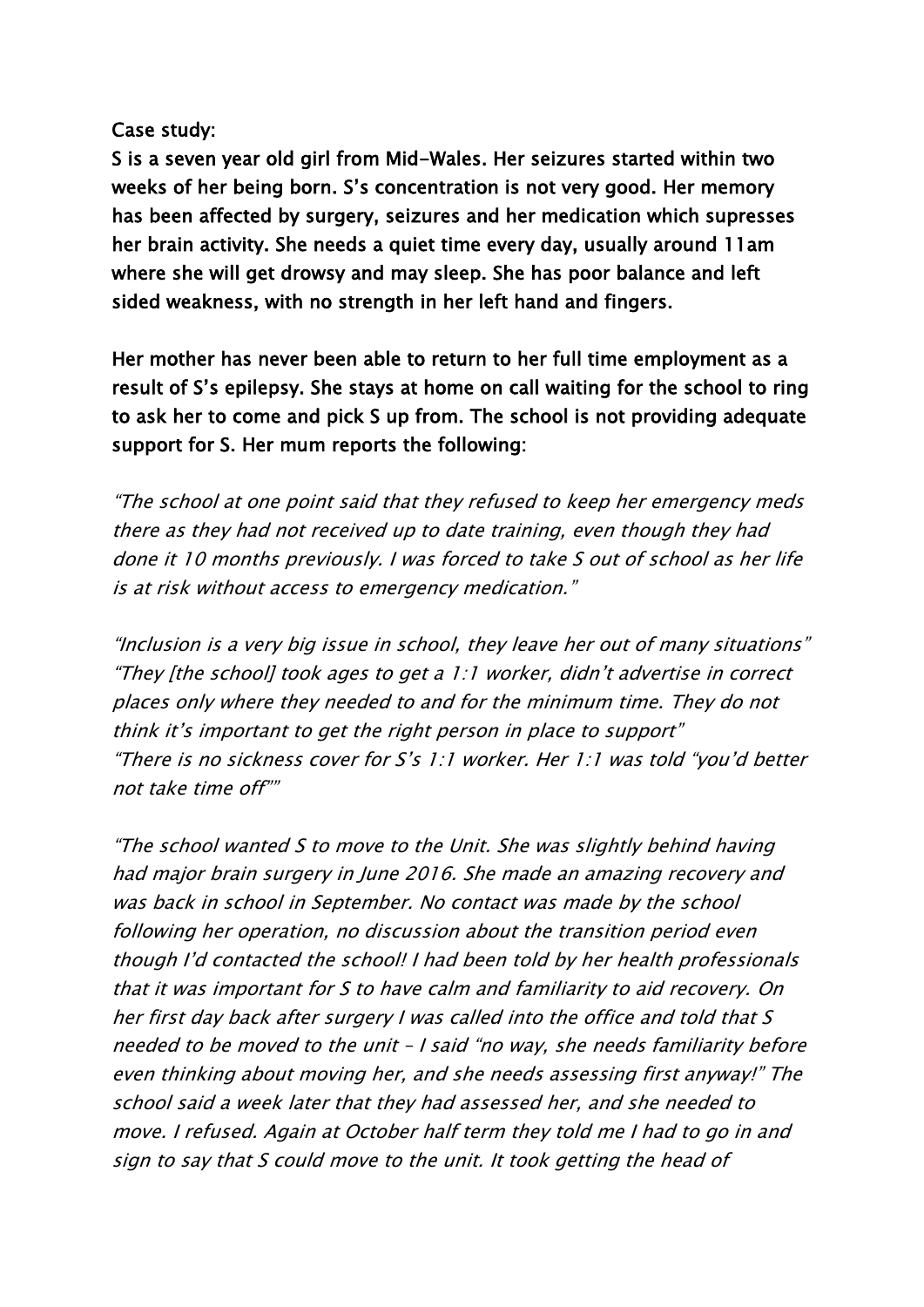**Case study:**

**S is a seven year old girl from Mid-Wales. Her seizures started within two weeks of her being born. S's concentration is not very good. Her memory has been affected by surgery, seizures and her medication which supresses her brain activity. She needs a quiet time every day, usually around 11am where she will get drowsy and may sleep. She has poor balance and left sided weakness, with no strength in her left hand and fingers.**

**Her mother has never been able to return to her full time employment as a result of S's epilepsy. She stays at home on call waiting for the school to ring to ask her to come and pick S up from. The school is not providing adequate support for S. Her mum reports the following:**

*"The school at one point said that they refused to keep her emergency meds there as they had not received up to date training, even though they had done it 10 months previously. I was forced to take S out of school as her life is at risk without access to emergency medication."*

*"Inclusion is a very big issue in school, they leave her out of many situations"*
*"They [the school] took ages to get a 1:1 worker, didn't advertise in correct places only where they needed to and for the minimum time. They do not think it's important to get the right person in place to support"*
*"There is no sickness cover for S's 1:1 worker. Her 1:1 was told "you'd better not take time off""*

*"The school wanted S to move to the Unit. She was slightly behind having had major brain surgery in June 2016. She made an amazing recovery and was back in school in September. No contact was made by the school following her operation, no discussion about the transition period even though I'd contacted the school! I had been told by her health professionals that it was important for S to have calm and familiarity to aid recovery. On her first day back after surgery I was called into the office and told that S needed to be moved to the unit – I said "no way, she needs familiarity before even thinking about moving her, and she needs assessing first anyway!" The school said a week later that they had assessed her, and she needed to move. I refused. Again at October half term they told me I had to go in and sign to say that S could move to the unit. It took getting the head of*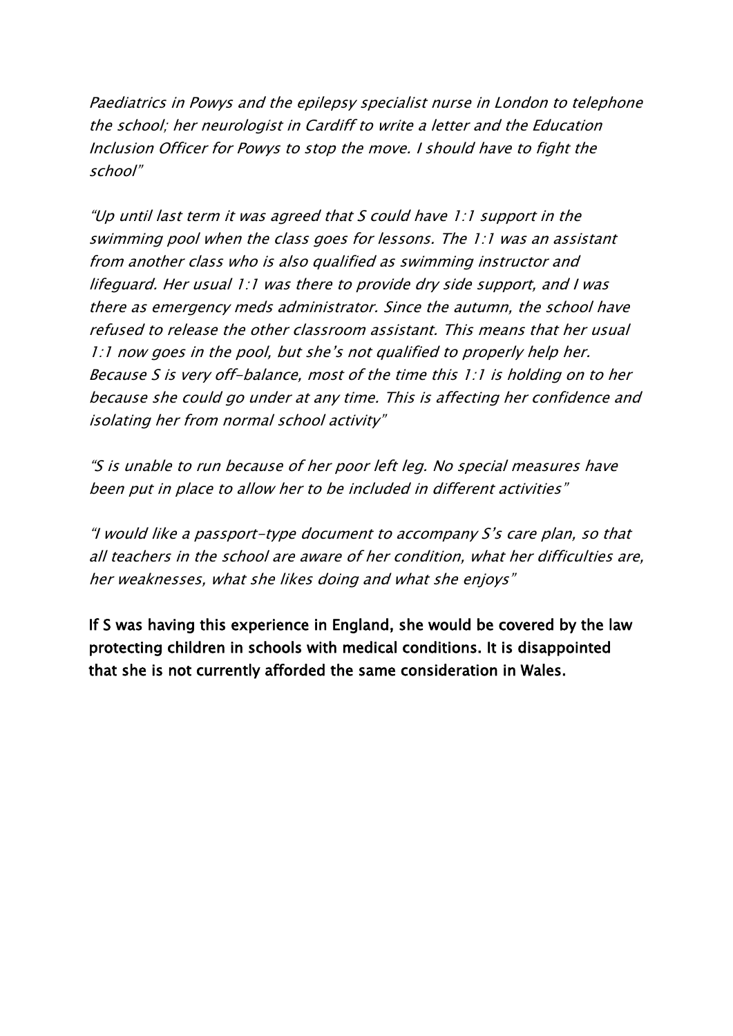*Paediatrics in Powys and the epilepsy specialist nurse in London to telephone the school; her neurologist in Cardiff to write a letter and the Education Inclusion Officer for Powys to stop the move. I should have to fight the school"*

*"Up until last term it was agreed that S could have 1:1 support in the swimming pool when the class goes for lessons. The 1:1 was an assistant from another class who is also qualified as swimming instructor and lifeguard. Her usual 1:1 was there to provide dry side support, and I was there as emergency meds administrator. Since the autumn, the school have refused to release the other classroom assistant. This means that her usual 1:1 now goes in the pool, but she's not qualified to properly help her. Because S is very off-balance, most of the time this 1:1 is holding on to her because she could go under at any time. This is affecting her confidence and isolating her from normal school activity"*

*"S is unable to run because of her poor left leg. No special measures have been put in place to allow her to be included in different activities"*

*"I would like a passport-type document to accompany S's care plan, so that all teachers in the school are aware of her condition, what her difficulties are, her weaknesses, what she likes doing and what she enjoys"*

**If S was having this experience in England, she would be covered by the law protecting children in schools with medical conditions. It is disappointed that she is not currently afforded the same consideration in Wales.**